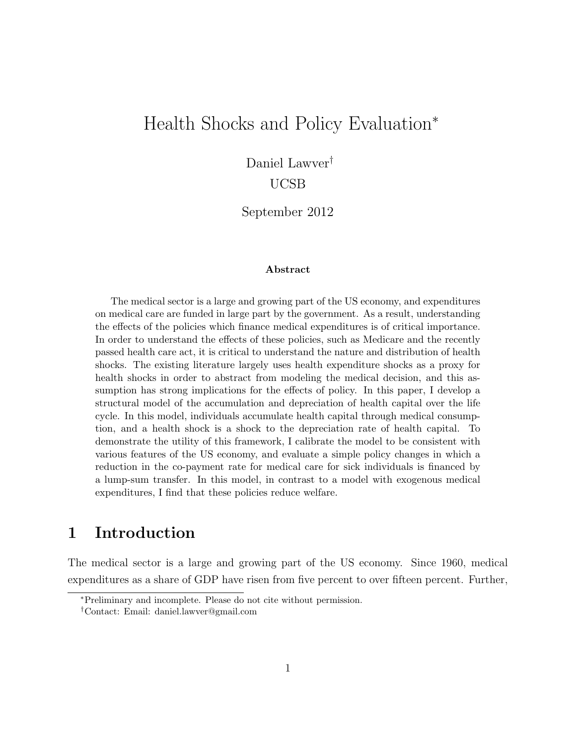# Health Shocks and Policy Evaluation[*]

Daniel Lawver[†]

UCSB

September 2012

**Abstract**

The medical sector is a large and growing part of the US economy, and expenditures on medical care are funded in large part by the government. As a result, understanding the effects of the policies which finance medical expenditures is of critical importance. In order to understand the effects of these policies, such as Medicare and the recently passed health care act, it is critical to understand the nature and distribution of health shocks. The existing literature largely uses health expenditure shocks as a proxy for health shocks in order to abstract from modeling the medical decision, and this assumption has strong implications for the effects of policy. In this paper, I develop a structural model of the accumulation and depreciation of health capital over the life cycle. In this model, individuals accumulate health capital through medical consumption, and a health shock is a shock to the depreciation rate of health capital. To demonstrate the utility of this framework, I calibrate the model to be consistent with various features of the US economy, and evaluate a simple policy changes in which a reduction in the co-payment rate for medical care for sick individuals is financed by a lump-sum transfer. In this model, in contrast to a model with exogenous medical expenditures, I find that these policies reduce welfare.

## 1 Introduction

The medical sector is a large and growing part of the US economy. Since 1960, medical expenditures as a share of GDP have risen from five percent to over fifteen percent. Further,

[*]Preliminary and incomplete. Please do not cite without permission.

[†]Contact: Email: daniel.lawver@gmail.com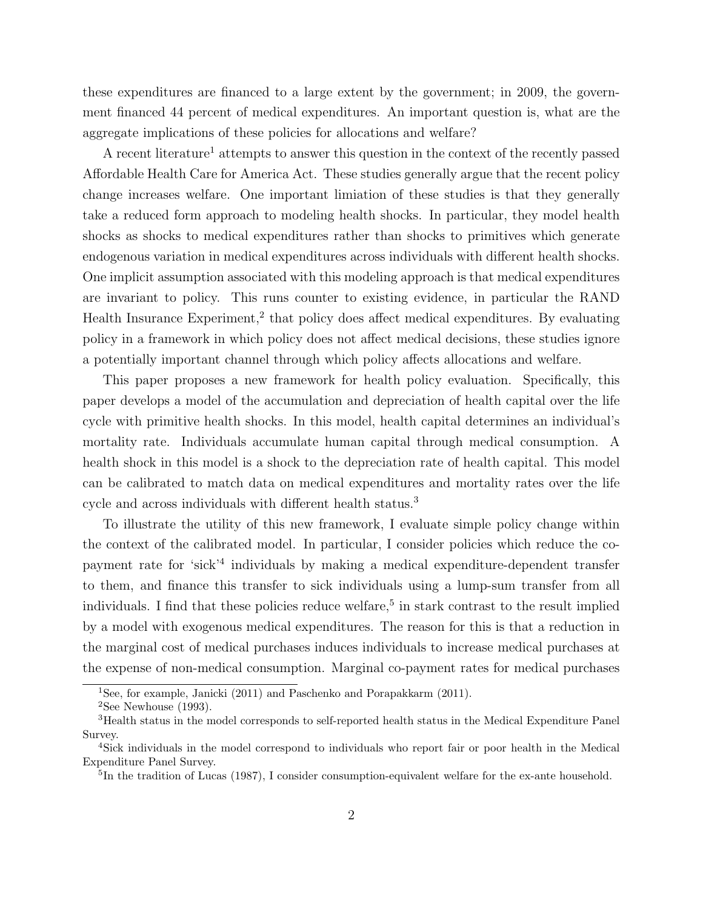these expenditures are financed to a large extent by the government; in 2009, the government financed 44 percent of medical expenditures. An important question is, what are the aggregate implications of these policies for allocations and welfare?

A recent literature[1] attempts to answer this question in the context of the recently passed Affordable Health Care for America Act. These studies generally argue that the recent policy change increases welfare. One important limiation of these studies is that they generally take a reduced form approach to modeling health shocks. In particular, they model health shocks as shocks to medical expenditures rather than shocks to primitives which generate endogenous variation in medical expenditures across individuals with different health shocks. One implicit assumption associated with this modeling approach is that medical expenditures are invariant to policy. This runs counter to existing evidence, in particular the RAND Health Insurance Experiment,[2] that policy does affect medical expenditures. By evaluating policy in a framework in which policy does not affect medical decisions, these studies ignore a potentially important channel through which policy affects allocations and welfare.

This paper proposes a new framework for health policy evaluation. Specifically, this paper develops a model of the accumulation and depreciation of health capital over the life cycle with primitive health shocks. In this model, health capital determines an individual's mortality rate. Individuals accumulate human capital through medical consumption. A health shock in this model is a shock to the depreciation rate of health capital. This model can be calibrated to match data on medical expenditures and mortality rates over the life cycle and across individuals with different health status.[3]

To illustrate the utility of this new framework, I evaluate simple policy change within the context of the calibrated model. In particular, I consider policies which reduce the co-payment rate for 'sick'[4] individuals by making a medical expenditure-dependent transfer to them, and finance this transfer to sick individuals using a lump-sum transfer from all individuals. I find that these policies reduce welfare,[5] in stark contrast to the result implied by a model with exogenous medical expenditures. The reason for this is that a reduction in the marginal cost of medical purchases induces individuals to increase medical purchases at the expense of non-medical consumption. Marginal co-payment rates for medical purchases

---

[1] See, for example, Janicki (2011) and Paschenko and Porapakkarm (2011).

[2] See Newhouse (1993).

[3] Health status in the model corresponds to self-reported health status in the Medical Expenditure Panel Survey.

[4] Sick individuals in the model correspond to individuals who report fair or poor health in the Medical Expenditure Panel Survey.

[5] In the tradition of Lucas (1987), I consider consumption-equivalent welfare for the ex-ante household.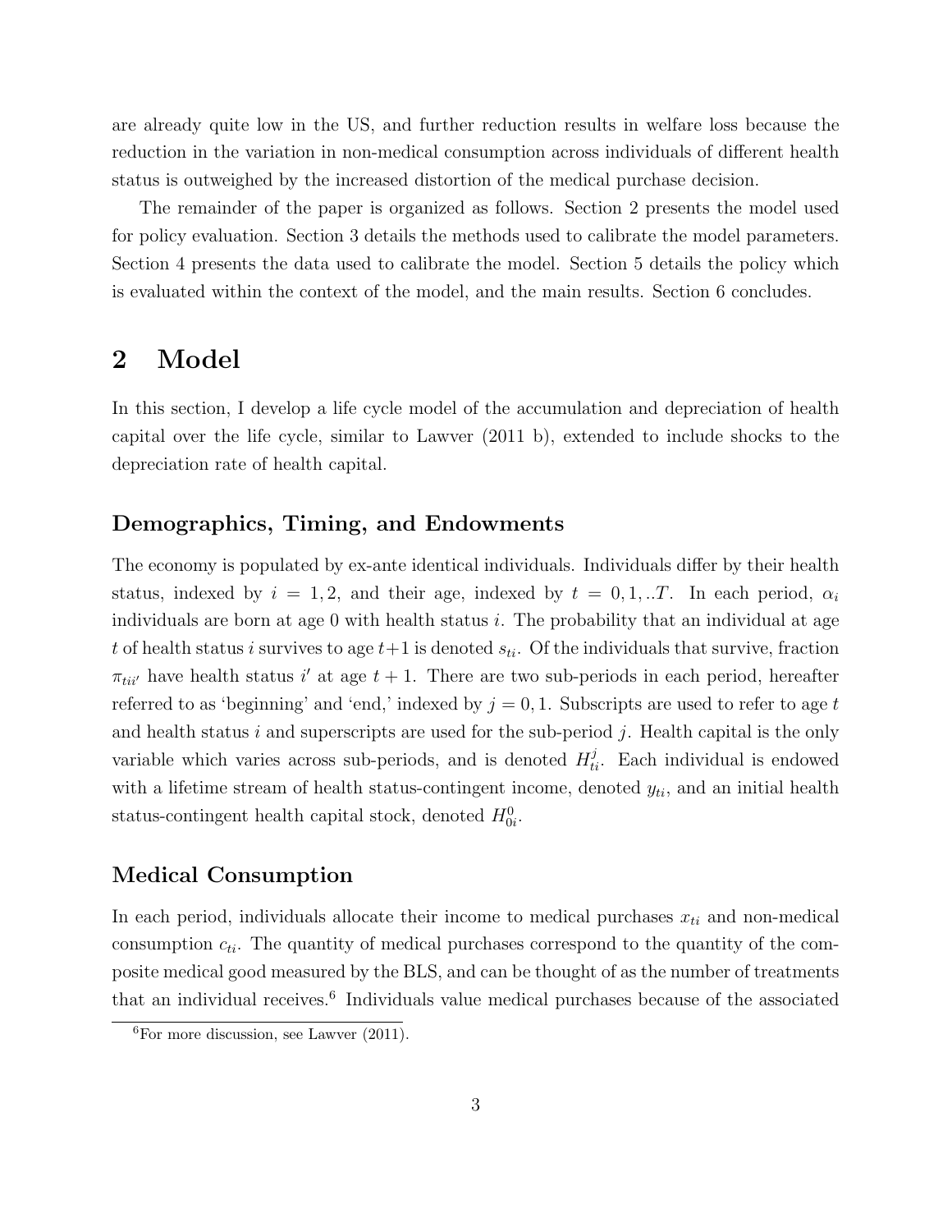are already quite low in the US, and further reduction results in welfare loss because the reduction in the variation in non-medical consumption across individuals of different health status is outweighed by the increased distortion of the medical purchase decision.

The remainder of the paper is organized as follows. Section 2 presents the model used for policy evaluation. Section 3 details the methods used to calibrate the model parameters. Section 4 presents the data used to calibrate the model. Section 5 details the policy which is evaluated within the context of the model, and the main results. Section 6 concludes.

# 2 Model

In this section, I develop a life cycle model of the accumulation and depreciation of health capital over the life cycle, similar to Lawver (2011 b), extended to include shocks to the depreciation rate of health capital.

### Demographics, Timing, and Endowments

The economy is populated by ex-ante identical individuals. Individuals differ by their health status, indexed by $i = 1, 2$, and their age, indexed by $t = 0, 1, ..T$. In each period, $\alpha_i$ individuals are born at age 0 with health status $i$. The probability that an individual at age $t$ of health status $i$ survives to age $t+1$ is denoted $s_{ti}$. Of the individuals that survive, fraction $\pi_{tii'}$ have health status $i'$ at age $t + 1$. There are two sub-periods in each period, hereafter referred to as 'beginning' and 'end,' indexed by $j = 0, 1$. Subscripts are used to refer to age $t$ and health status $i$ and superscripts are used for the sub-period $j$. Health capital is the only variable which varies across sub-periods, and is denoted $H^j_{ti}$. Each individual is endowed with a lifetime stream of health status-contingent income, denoted $y_{ti}$, and an initial health status-contingent health capital stock, denoted $H^0_{0i}$.

### Medical Consumption

In each period, individuals allocate their income to medical purchases $x_{ti}$ and non-medical consumption $c_{ti}$. The quantity of medical purchases correspond to the quantity of the composite medical good measured by the BLS, and can be thought of as the number of treatments that an individual receives.[6] Individuals value medical purchases because of the associated

[6]For more discussion, see Lawver (2011).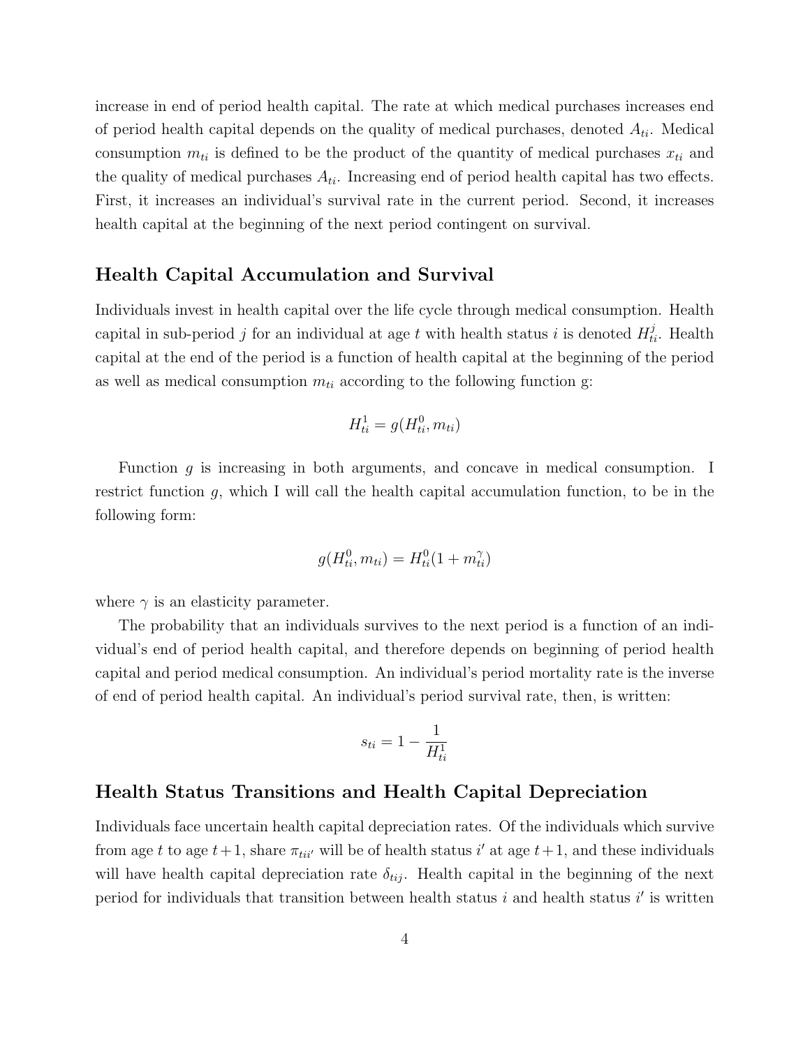increase in end of period health capital. The rate at which medical purchases increases end of period health capital depends on the quality of medical purchases, denoted $A_{ti}$. Medical consumption $m_{ti}$ is defined to be the product of the quantity of medical purchases $x_{ti}$ and the quality of medical purchases $A_{ti}$. Increasing end of period health capital has two effects. First, it increases an individual's survival rate in the current period. Second, it increases health capital at the beginning of the next period contingent on survival.

## Health Capital Accumulation and Survival

Individuals invest in health capital over the life cycle through medical consumption. Health capital in sub-period $j$ for an individual at age $t$ with health status $i$ is denoted $H^j_{ti}$. Health capital at the end of the period is a function of health capital at the beginning of the period as well as medical consumption $m_{ti}$ according to the following function g:

$$H^1_{ti} = g(H^0_{ti}, m_{ti})$$

Function $g$ is increasing in both arguments, and concave in medical consumption. I restrict function $g$, which I will call the health capital accumulation function, to be in the following form:

$$g(H^0_{ti}, m_{ti}) = H^0_{ti}(1 + m^\gamma_{ti})$$

where $\gamma$ is an elasticity parameter.

The probability that an individuals survives to the next period is a function of an individual's end of period health capital, and therefore depends on beginning of period health capital and period medical consumption. An individual's period mortality rate is the inverse of end of period health capital. An individual's period survival rate, then, is written:

$$s_{ti} = 1 - \frac{1}{H^1_{ti}}$$

## Health Status Transitions and Health Capital Depreciation

Individuals face uncertain health capital depreciation rates. Of the individuals which survive from age $t$ to age $t+1$, share $\pi_{tii'}$ will be of health status $i'$ at age $t+1$, and these individuals will have health capital depreciation rate $\delta_{tij}$. Health capital in the beginning of the next period for individuals that transition between health status $i$ and health status $i'$ is written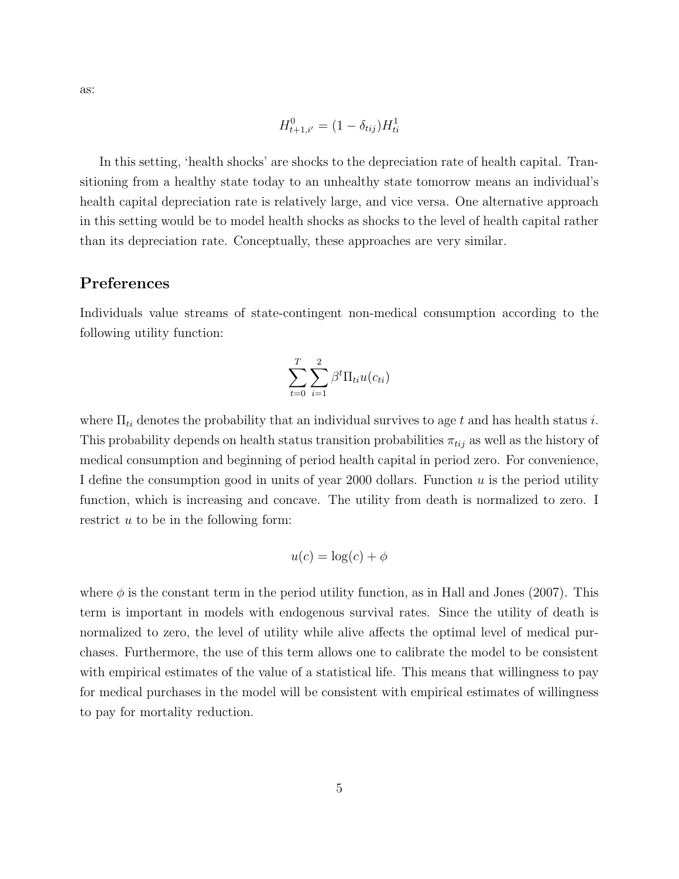as:

$$H^0_{t+1,i'} = (1 - \delta_{tij})H^1_{ti}$$

In this setting, 'health shocks' are shocks to the depreciation rate of health capital. Transitioning from a healthy state today to an unhealthy state tomorrow means an individual's health capital depreciation rate is relatively large, and vice versa. One alternative approach in this setting would be to model health shocks as shocks to the level of health capital rather than its depreciation rate. Conceptually, these approaches are very similar.

## Preferences

Individuals value streams of state-contingent non-medical consumption according to the following utility function:

$$\sum_{t=0}^{T} \sum_{i=1}^{2} \beta^t \Pi_{ti} u(c_{ti})$$

where $\Pi_{ti}$ denotes the probability that an individual survives to age $t$ and has health status $i$. This probability depends on health status transition probabilities $\pi_{tij}$ as well as the history of medical consumption and beginning of period health capital in period zero. For convenience, I define the consumption good in units of year 2000 dollars. Function $u$ is the period utility function, which is increasing and concave. The utility from death is normalized to zero. I restrict $u$ to be in the following form:

$$u(c) = \log(c) + \phi$$

where $\phi$ is the constant term in the period utility function, as in Hall and Jones (2007). This term is important in models with endogenous survival rates. Since the utility of death is normalized to zero, the level of utility while alive affects the optimal level of medical purchases. Furthermore, the use of this term allows one to calibrate the model to be consistent with empirical estimates of the value of a statistical life. This means that willingness to pay for medical purchases in the model will be consistent with empirical estimates of willingness to pay for mortality reduction.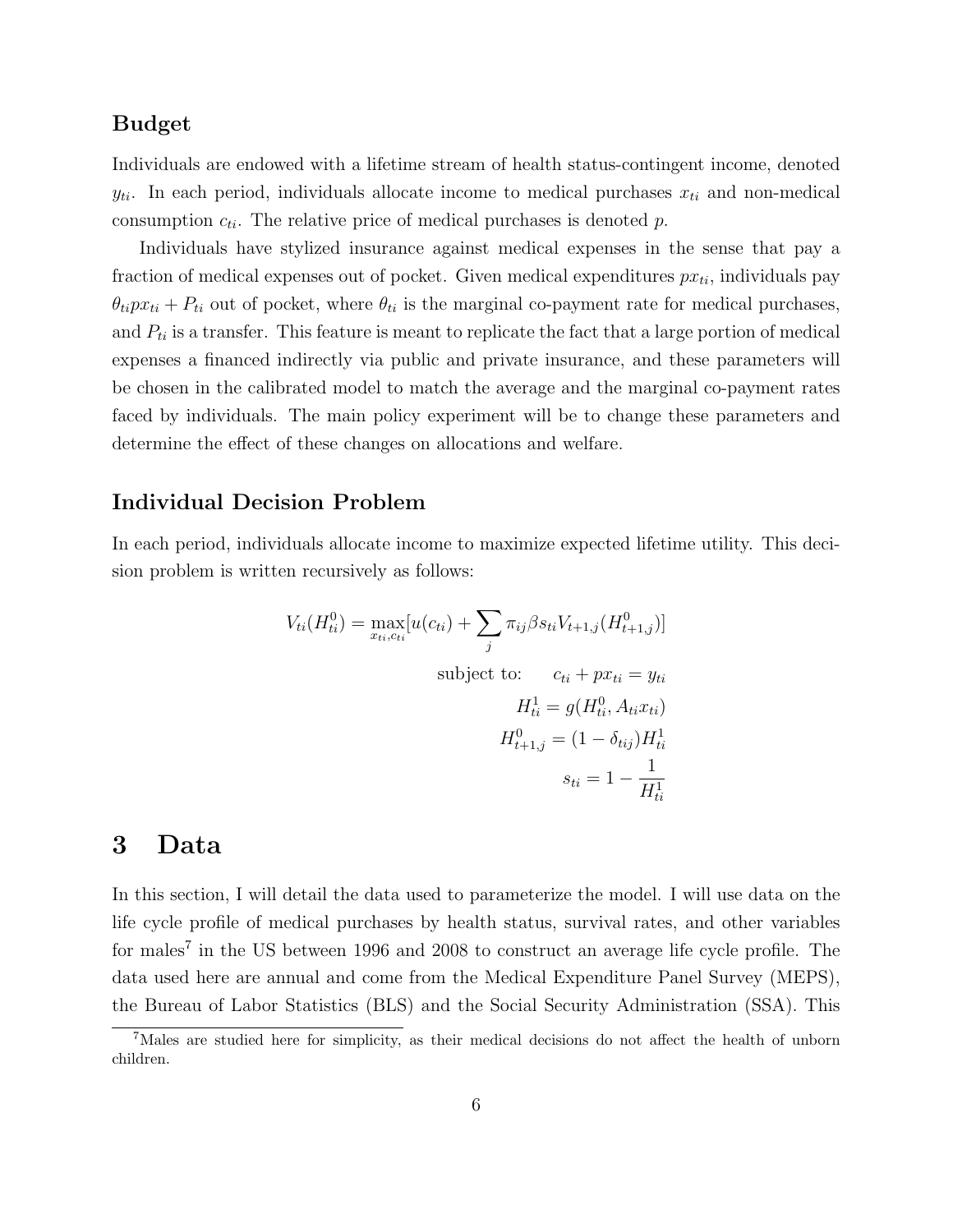### Budget

Individuals are endowed with a lifetime stream of health status-contingent income, denoted $y_{ti}$. In each period, individuals allocate income to medical purchases $x_{ti}$ and non-medical consumption $c_{ti}$. The relative price of medical purchases is denoted $p$.

Individuals have stylized insurance against medical expenses in the sense that pay a fraction of medical expenses out of pocket. Given medical expenditures $px_{ti}$, individuals pay $\theta_{ti}px_{ti} + P_{ti}$ out of pocket, where $\theta_{ti}$ is the marginal co-payment rate for medical purchases, and $P_{ti}$ is a transfer. This feature is meant to replicate the fact that a large portion of medical expenses a financed indirectly via public and private insurance, and these parameters will be chosen in the calibrated model to match the average and the marginal co-payment rates faced by individuals. The main policy experiment will be to change these parameters and determine the effect of these changes on allocations and welfare.

### Individual Decision Problem

In each period, individuals allocate income to maximize expected lifetime utility. This decision problem is written recursively as follows:

$$V_{ti}(H^0_{ti}) = \max_{x_{ti},c_{ti}}[u(c_{ti}) + \sum_j \pi_{ij}\beta s_{ti} V_{t+1,j}(H^0_{t+1,j})]$$

$$\text{subject to:} \qquad c_{ti} + px_{ti} = y_{ti}$$

$$H^1_{ti} = g(H^0_{ti}, A_{ti}x_{ti})$$

$$H^0_{t+1,j} = (1 - \delta_{tij})H^1_{ti}$$

$$s_{ti} = 1 - \frac{1}{H^1_{ti}}$$

## 3 Data

In this section, I will detail the data used to parameterize the model. I will use data on the life cycle profile of medical purchases by health status, survival rates, and other variables for males[7] in the US between 1996 and 2008 to construct an average life cycle profile. The data used here are annual and come from the Medical Expenditure Panel Survey (MEPS), the Bureau of Labor Statistics (BLS) and the Social Security Administration (SSA). This

[7] Males are studied here for simplicity, as their medical decisions do not affect the health of unborn children.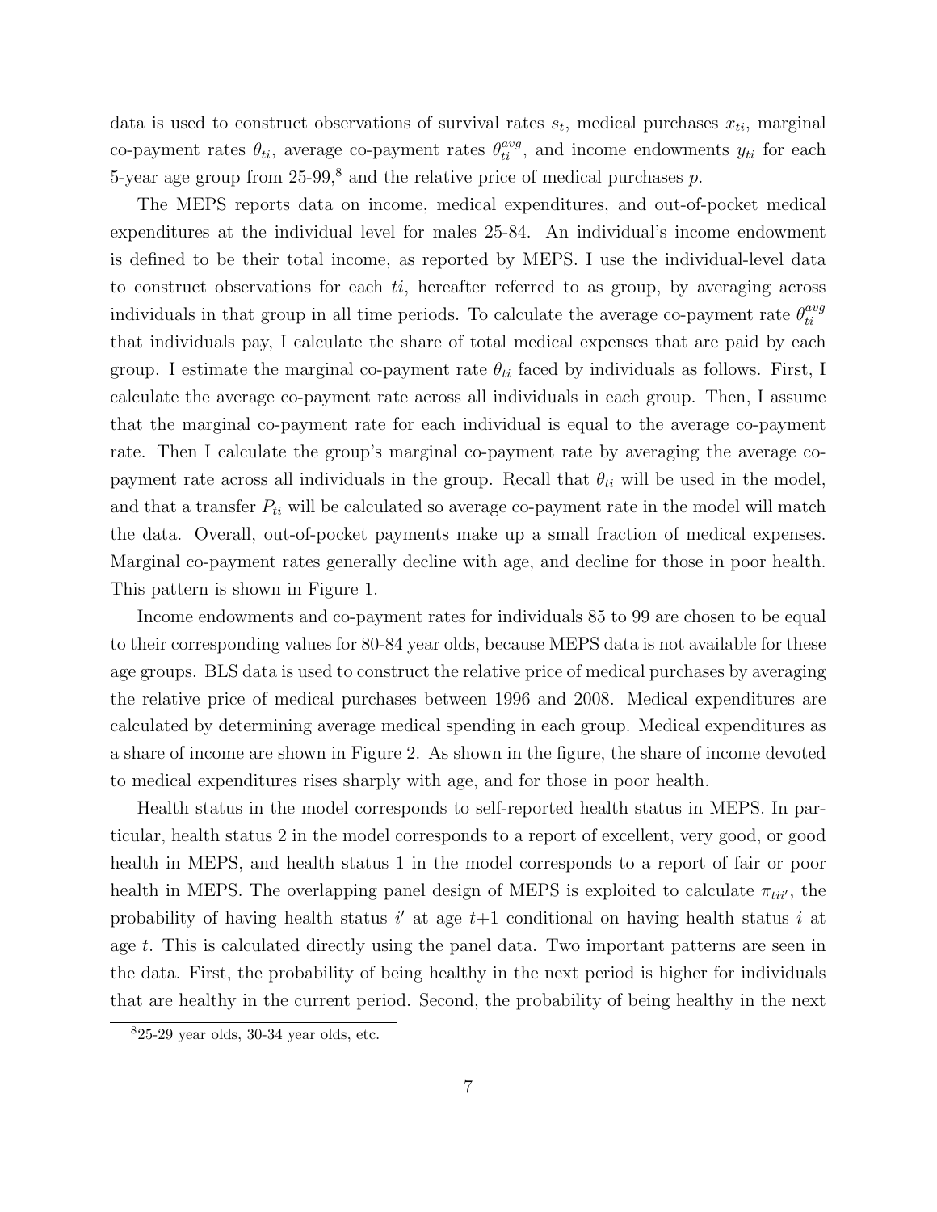data is used to construct observations of survival rates $s_t$, medical purchases $x_{ti}$, marginal co-payment rates $\theta_{ti}$, average co-payment rates $\theta_{ti}^{avg}$, and income endowments $y_{ti}$ for each 5-year age group from 25-99,[8] and the relative price of medical purchases $p$.

The MEPS reports data on income, medical expenditures, and out-of-pocket medical expenditures at the individual level for males 25-84. An individual's income endowment is defined to be their total income, as reported by MEPS. I use the individual-level data to construct observations for each $ti$, hereafter referred to as group, by averaging across individuals in that group in all time periods. To calculate the average co-payment rate $\theta_{ti}^{avg}$ that individuals pay, I calculate the share of total medical expenses that are paid by each group. I estimate the marginal co-payment rate $\theta_{ti}$ faced by individuals as follows. First, I calculate the average co-payment rate across all individuals in each group. Then, I assume that the marginal co-payment rate for each individual is equal to the average co-payment rate. Then I calculate the group's marginal co-payment rate by averaging the average co-payment rate across all individuals in the group. Recall that $\theta_{ti}$ will be used in the model, and that a transfer $P_{ti}$ will be calculated so average co-payment rate in the model will match the data. Overall, out-of-pocket payments make up a small fraction of medical expenses. Marginal co-payment rates generally decline with age, and decline for those in poor health. This pattern is shown in Figure 1.

Income endowments and co-payment rates for individuals 85 to 99 are chosen to be equal to their corresponding values for 80-84 year olds, because MEPS data is not available for these age groups. BLS data is used to construct the relative price of medical purchases by averaging the relative price of medical purchases between 1996 and 2008. Medical expenditures are calculated by determining average medical spending in each group. Medical expenditures as a share of income are shown in Figure 2. As shown in the figure, the share of income devoted to medical expenditures rises sharply with age, and for those in poor health.

Health status in the model corresponds to self-reported health status in MEPS. In particular, health status 2 in the model corresponds to a report of excellent, very good, or good health in MEPS, and health status 1 in the model corresponds to a report of fair or poor health in MEPS. The overlapping panel design of MEPS is exploited to calculate $\pi_{tii'}$, the probability of having health status $i'$ at age $t$+1 conditional on having health status $i$ at age $t$. This is calculated directly using the panel data. Two important patterns are seen in the data. First, the probability of being healthy in the next period is higher for individuals that are healthy in the current period. Second, the probability of being healthy in the next

[8] 25-29 year olds, 30-34 year olds, etc.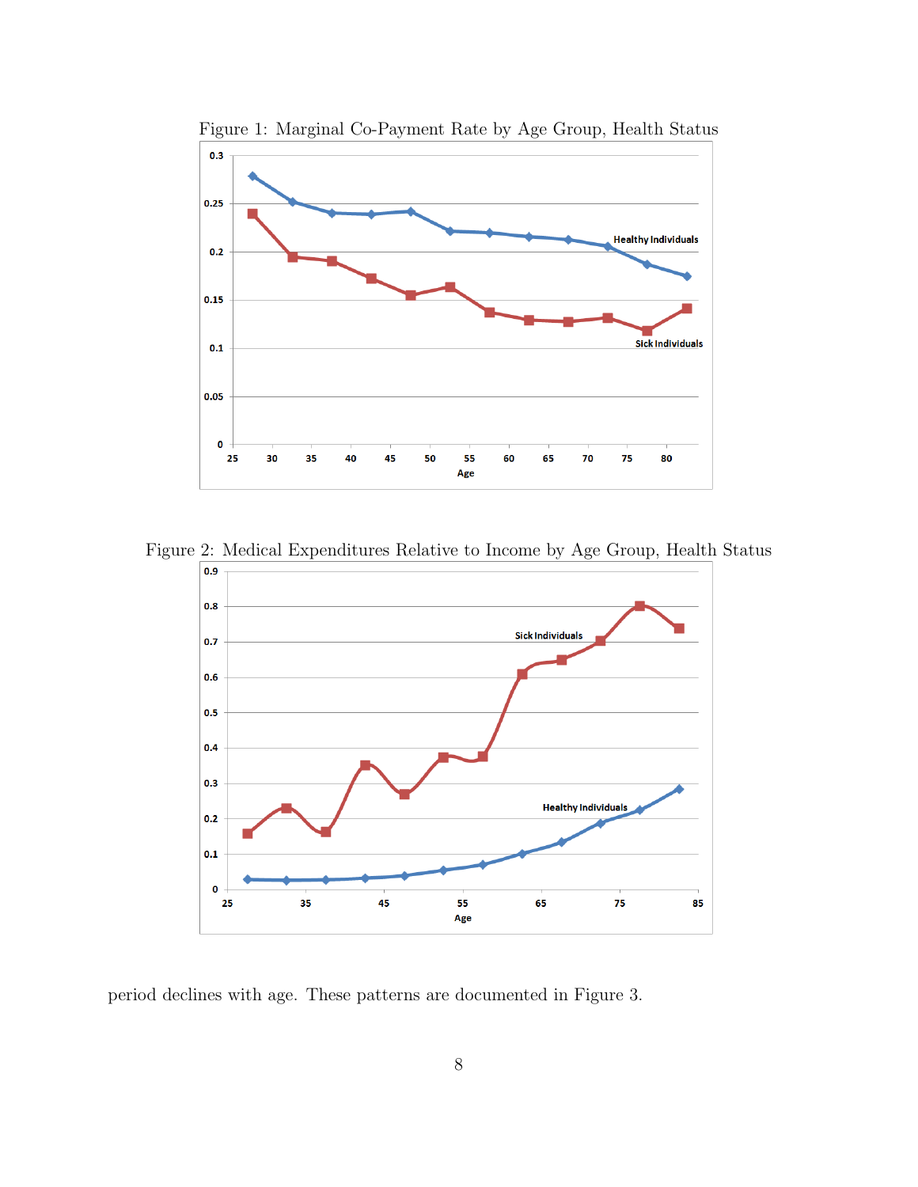Figure 1: Marginal Co-Payment Rate by Age Group, Health Status

Figure 2: Medical Expenditures Relative to Income by Age Group, Health Status

period declines with age. These patterns are documented in Figure 3.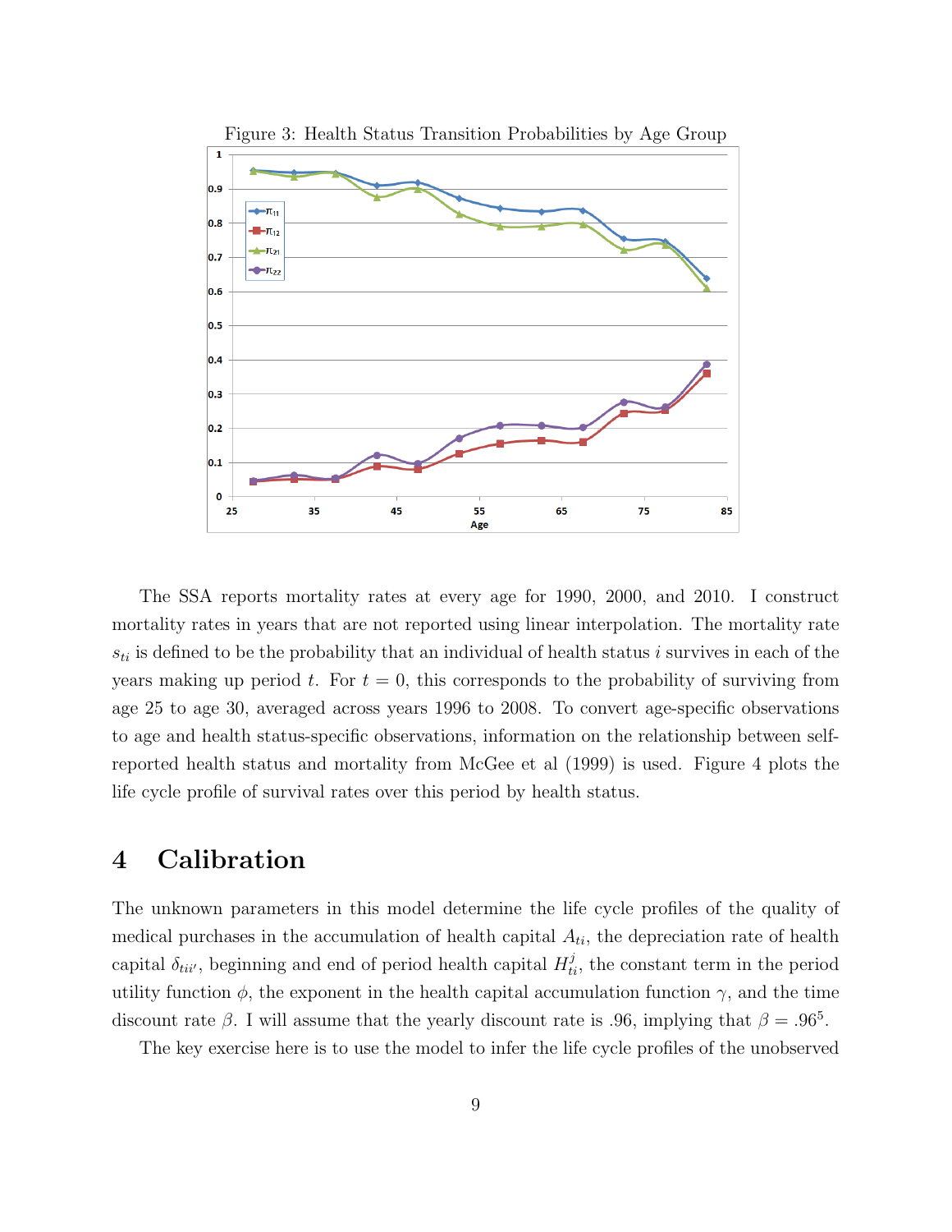Figure 3: Health Status Transition Probabilities by Age Group

The SSA reports mortality rates at every age for 1990, 2000, and 2010. I construct mortality rates in years that are not reported using linear interpolation. The mortality rate $s_{ti}$ is defined to be the probability that an individual of health status $i$ survives in each of the years making up period $t$. For $t = 0$, this corresponds to the probability of surviving from age 25 to age 30, averaged across years 1996 to 2008. To convert age-specific observations to age and health status-specific observations, information on the relationship between self-reported health status and mortality from McGee et al (1999) is used. Figure 4 plots the life cycle profile of survival rates over this period by health status.

# 4 Calibration

The unknown parameters in this model determine the life cycle profiles of the quality of medical purchases in the accumulation of health capital $A_{ti}$, the depreciation rate of health capital $\delta_{tii'}$, beginning and end of period health capital $H_{ti}^{j}$, the constant term in the period utility function $\phi$, the exponent in the health capital accumulation function $\gamma$, and the time discount rate $\beta$. I will assume that the yearly discount rate is .96, implying that $\beta = .96^5$.

The key exercise here is to use the model to infer the life cycle profiles of the unobserved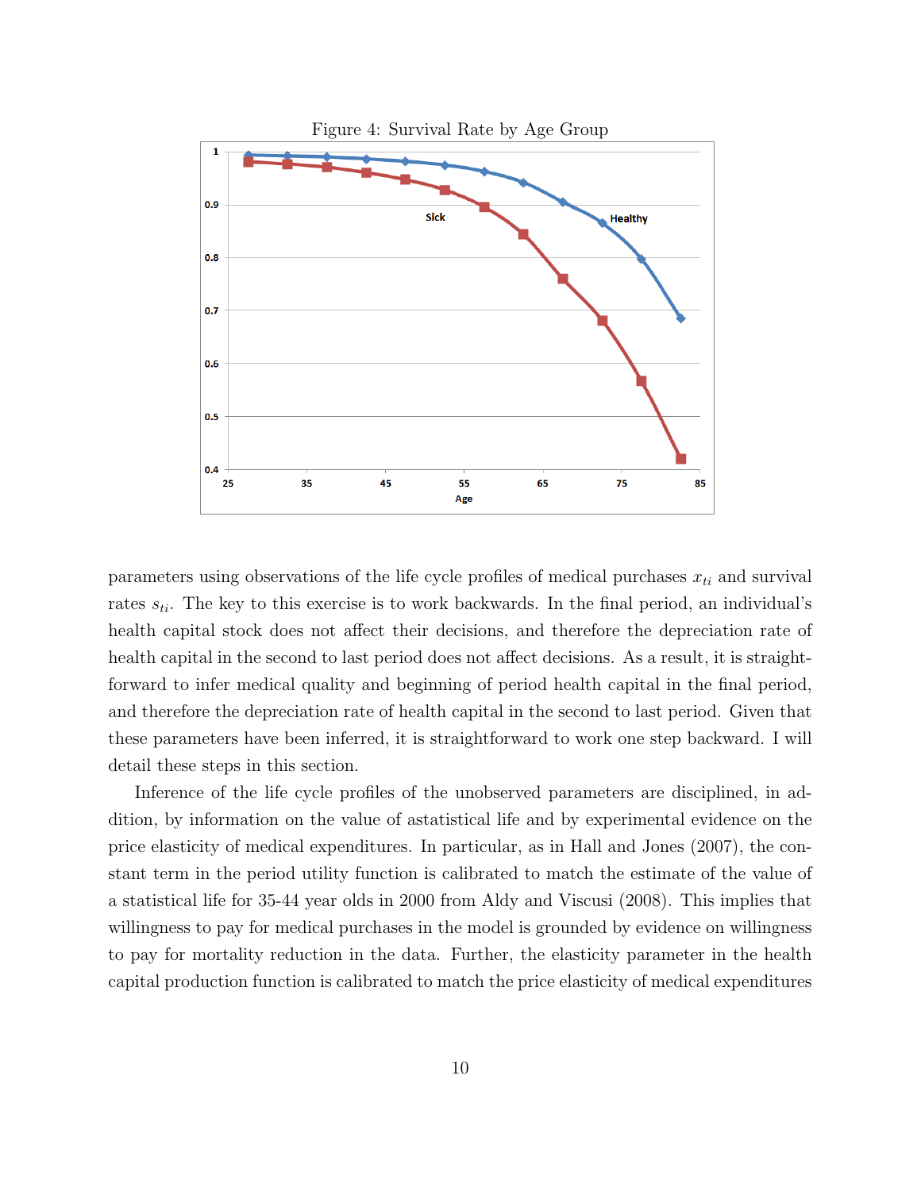Figure 4: Survival Rate by Age Group

parameters using observations of the life cycle profiles of medical purchases $x_{ti}$ and survival rates $s_{ti}$. The key to this exercise is to work backwards. In the final period, an individual's health capital stock does not affect their decisions, and therefore the depreciation rate of health capital in the second to last period does not affect decisions. As a result, it is straightforward to infer medical quality and beginning of period health capital in the final period, and therefore the depreciation rate of health capital in the second to last period. Given that these parameters have been inferred, it is straightforward to work one step backward. I will detail these steps in this section.

Inference of the life cycle profiles of the unobserved parameters are disciplined, in addition, by information on the value of astatistical life and by experimental evidence on the price elasticity of medical expenditures. In particular, as in Hall and Jones (2007), the constant term in the period utility function is calibrated to match the estimate of the value of a statistical life for 35-44 year olds in 2000 from Aldy and Viscusi (2008). This implies that willingness to pay for medical purchases in the model is grounded by evidence on willingness to pay for mortality reduction in the data. Further, the elasticity parameter in the health capital production function is calibrated to match the price elasticity of medical expenditures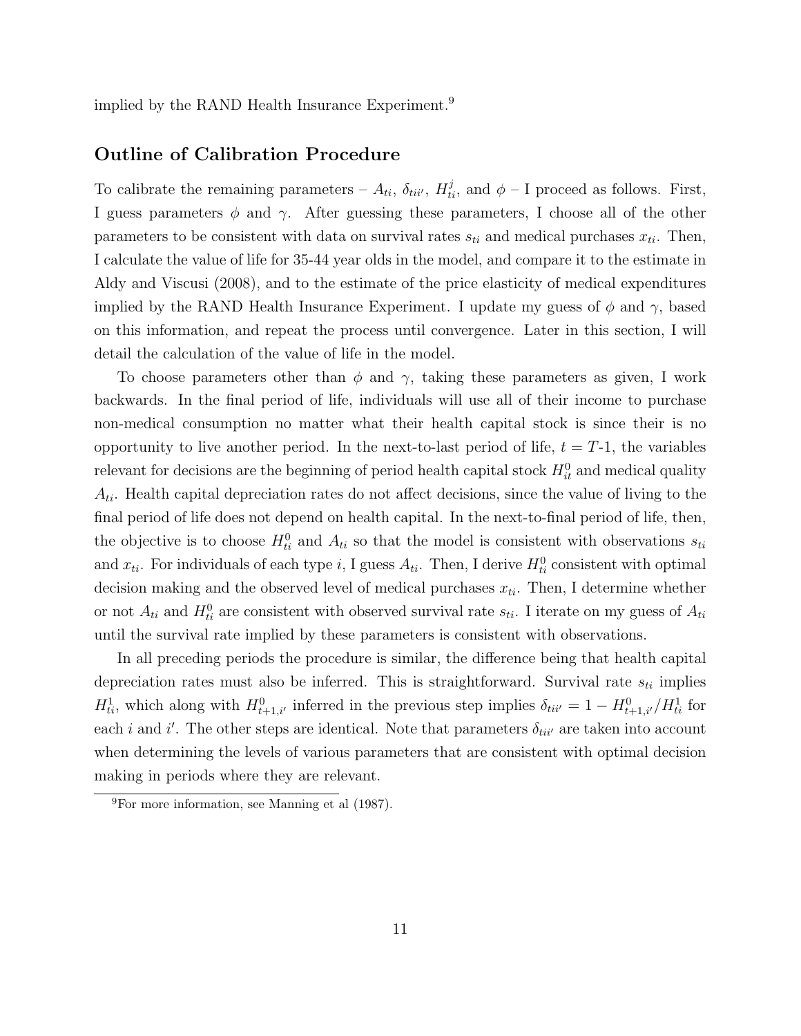implied by the RAND Health Insurance Experiment.[9]

## Outline of Calibration Procedure

To calibrate the remaining parameters – $A_{ti}$, $\delta_{tii'}$, $H^j_{ti}$, and $\phi$ – I proceed as follows. First, I guess parameters $\phi$ and $\gamma$. After guessing these parameters, I choose all of the other parameters to be consistent with data on survival rates $s_{ti}$ and medical purchases $x_{ti}$. Then, I calculate the value of life for 35-44 year olds in the model, and compare it to the estimate in Aldy and Viscusi (2008), and to the estimate of the price elasticity of medical expenditures implied by the RAND Health Insurance Experiment. I update my guess of $\phi$ and $\gamma$, based on this information, and repeat the process until convergence. Later in this section, I will detail the calculation of the value of life in the model.

To choose parameters other than $\phi$ and $\gamma$, taking these parameters as given, I work backwards. In the final period of life, individuals will use all of their income to purchase non-medical consumption no matter what their health capital stock is since their is no opportunity to live another period. In the next-to-last period of life, $t = T$-1, the variables relevant for decisions are the beginning of period health capital stock $H^0_{it}$ and medical quality $A_{ti}$. Health capital depreciation rates do not affect decisions, since the value of living to the final period of life does not depend on health capital. In the next-to-final period of life, then, the objective is to choose $H^0_{ti}$ and $A_{ti}$ so that the model is consistent with observations $s_{ti}$ and $x_{ti}$. For individuals of each type $i$, I guess $A_{ti}$. Then, I derive $H^0_{ti}$ consistent with optimal decision making and the observed level of medical purchases $x_{ti}$. Then, I determine whether or not $A_{ti}$ and $H^0_{ti}$ are consistent with observed survival rate $s_{ti}$. I iterate on my guess of $A_{ti}$ until the survival rate implied by these parameters is consistent with observations.

In all preceding periods the procedure is similar, the difference being that health capital depreciation rates must also be inferred. This is straightforward. Survival rate $s_{ti}$ implies $H^1_{ti}$, which along with $H^0_{t+1,i'}$ inferred in the previous step implies $\delta_{tii'} = 1 - H^0_{t+1,i'}/H^1_{ti}$ for each $i$ and $i'$. The other steps are identical. Note that parameters $\delta_{tii'}$ are taken into account when determining the levels of various parameters that are consistent with optimal decision making in periods where they are relevant.

[9] For more information, see Manning et al (1987).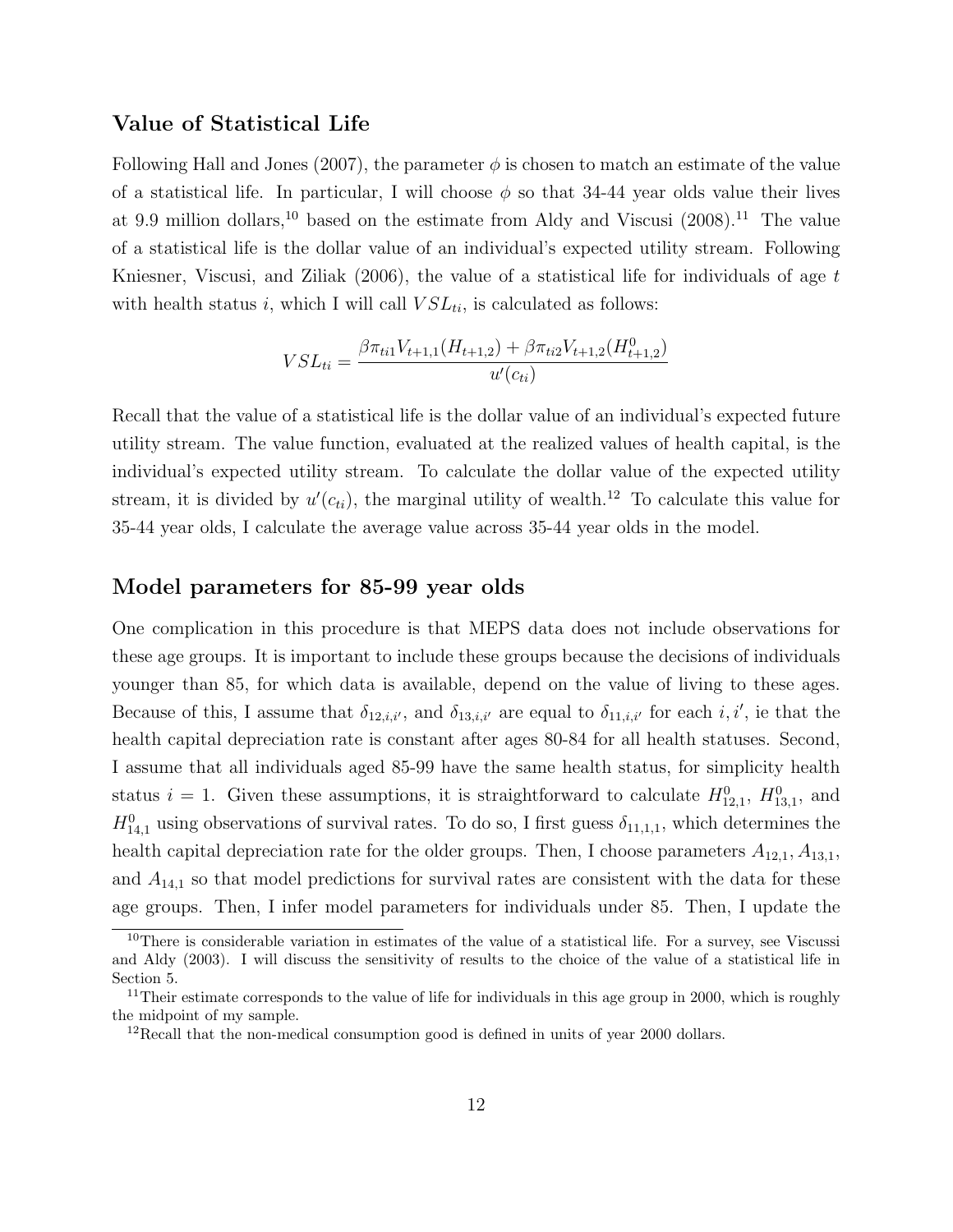## Value of Statistical Life

Following Hall and Jones (2007), the parameter $\phi$ is chosen to match an estimate of the value of a statistical life. In particular, I will choose $\phi$ so that 34-44 year olds value their lives at 9.9 million dollars,[10] based on the estimate from Aldy and Viscusi (2008).[11] The value of a statistical life is the dollar value of an individual's expected utility stream. Following Kniesner, Viscusi, and Ziliak (2006), the value of a statistical life for individuals of age $t$ with health status $i$, which I will call $VSL_{ti}$, is calculated as follows:

$$VSL_{ti} = \frac{\beta \pi_{ti1} V_{t+1,1}(H_{t+1,2}) + \beta \pi_{ti2} V_{t+1,2}(H^0_{t+1,2})}{u'(c_{ti})}$$

Recall that the value of a statistical life is the dollar value of an individual's expected future utility stream. The value function, evaluated at the realized values of health capital, is the individual's expected utility stream. To calculate the dollar value of the expected utility stream, it is divided by $u'(c_{ti})$, the marginal utility of wealth.[12] To calculate this value for 35-44 year olds, I calculate the average value across 35-44 year olds in the model.

## Model parameters for 85-99 year olds

One complication in this procedure is that MEPS data does not include observations for these age groups. It is important to include these groups because the decisions of individuals younger than 85, for which data is available, depend on the value of living to these ages. Because of this, I assume that $\delta_{12,i,i'}$, and $\delta_{13,i,i'}$ are equal to $\delta_{11,i,i'}$ for each $i, i'$, ie that the health capital depreciation rate is constant after ages 80-84 for all health statuses. Second, I assume that all individuals aged 85-99 have the same health status, for simplicity health status $i = 1$. Given these assumptions, it is straightforward to calculate $H^0_{12,1}$, $H^0_{13,1}$, and $H^0_{14,1}$ using observations of survival rates. To do so, I first guess $\delta_{11,1,1}$, which determines the health capital depreciation rate for the older groups. Then, I choose parameters $A_{12,1}, A_{13,1}$, and $A_{14,1}$ so that model predictions for survival rates are consistent with the data for these age groups. Then, I infer model parameters for individuals under 85. Then, I update the

[10] There is considerable variation in estimates of the value of a statistical life. For a survey, see Viscussi and Aldy (2003). I will discuss the sensitivity of results to the choice of the value of a statistical life in Section 5.

[11] Their estimate corresponds to the value of life for individuals in this age group in 2000, which is roughly the midpoint of my sample.

[12] Recall that the non-medical consumption good is defined in units of year 2000 dollars.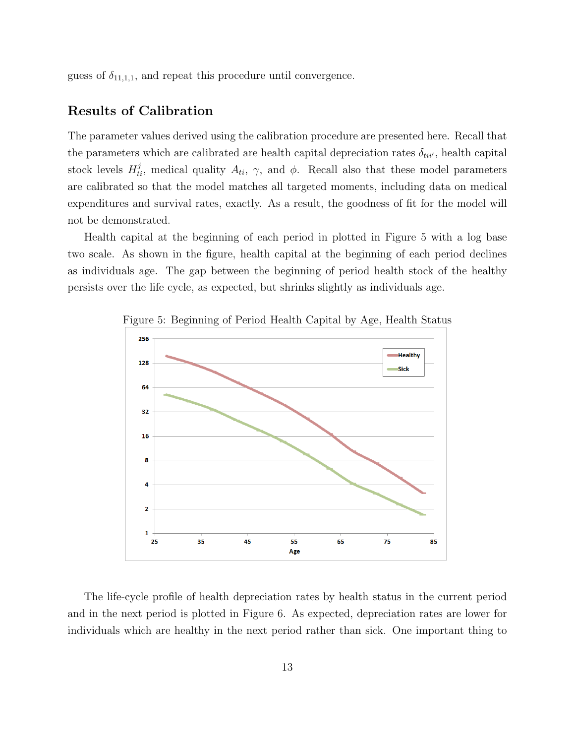guess of $\delta_{11,1,1}$, and repeat this procedure until convergence.

## Results of Calibration

The parameter values derived using the calibration procedure are presented here. Recall that the parameters which are calibrated are health capital depreciation rates $\delta_{tii'}$, health capital stock levels $H^j_{ti}$, medical quality $A_{ti}$, $\gamma$, and $\phi$. Recall also that these model parameters are calibrated so that the model matches all targeted moments, including data on medical expenditures and survival rates, exactly. As a result, the goodness of fit for the model will not be demonstrated.

Health capital at the beginning of each period in plotted in Figure 5 with a log base two scale. As shown in the figure, health capital at the beginning of each period declines as individuals age. The gap between the beginning of period health stock of the healthy persists over the life cycle, as expected, but shrinks slightly as individuals age.

Figure 5: Beginning of Period Health Capital by Age, Health Status

The life-cycle profile of health depreciation rates by health status in the current period and in the next period is plotted in Figure 6. As expected, depreciation rates are lower for individuals which are healthy in the next period rather than sick. One important thing to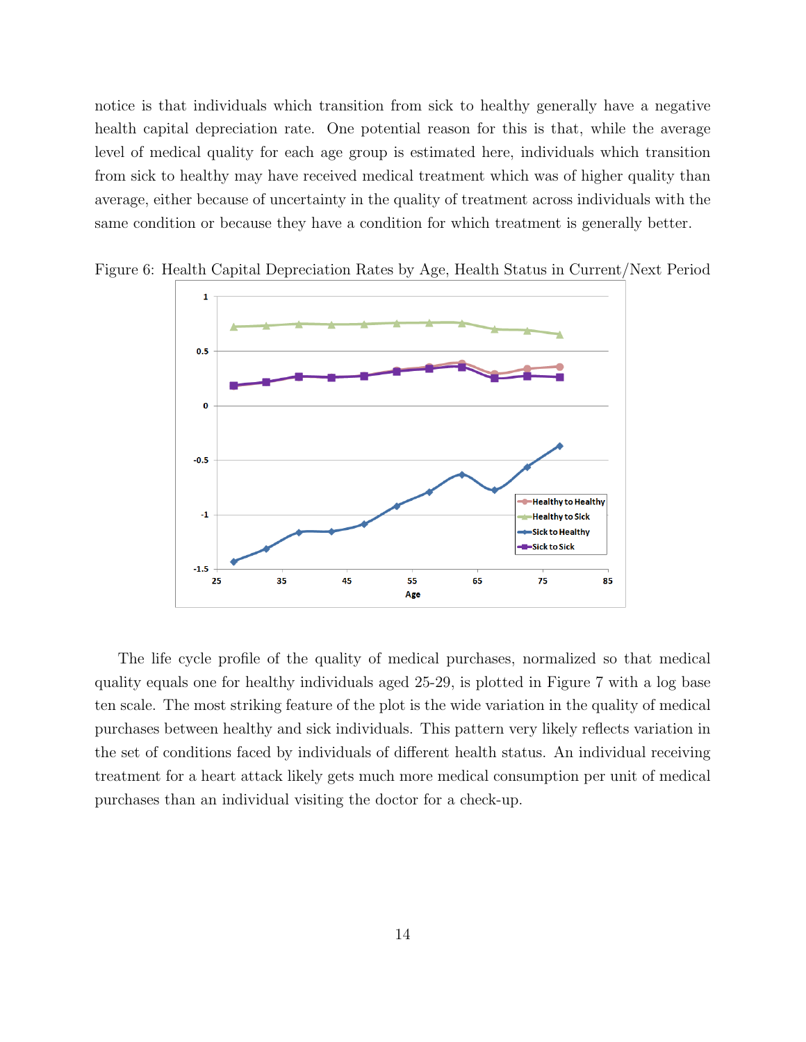notice is that individuals which transition from sick to healthy generally have a negative health capital depreciation rate. One potential reason for this is that, while the average level of medical quality for each age group is estimated here, individuals which transition from sick to healthy may have received medical treatment which was of higher quality than average, either because of uncertainty in the quality of treatment across individuals with the same condition or because they have a condition for which treatment is generally better.

Figure 6: Health Capital Depreciation Rates by Age, Health Status in Current/Next Period

The life cycle profile of the quality of medical purchases, normalized so that medical quality equals one for healthy individuals aged 25-29, is plotted in Figure 7 with a log base ten scale. The most striking feature of the plot is the wide variation in the quality of medical purchases between healthy and sick individuals. This pattern very likely reflects variation in the set of conditions faced by individuals of different health status. An individual receiving treatment for a heart attack likely gets much more medical consumption per unit of medical purchases than an individual visiting the doctor for a check-up.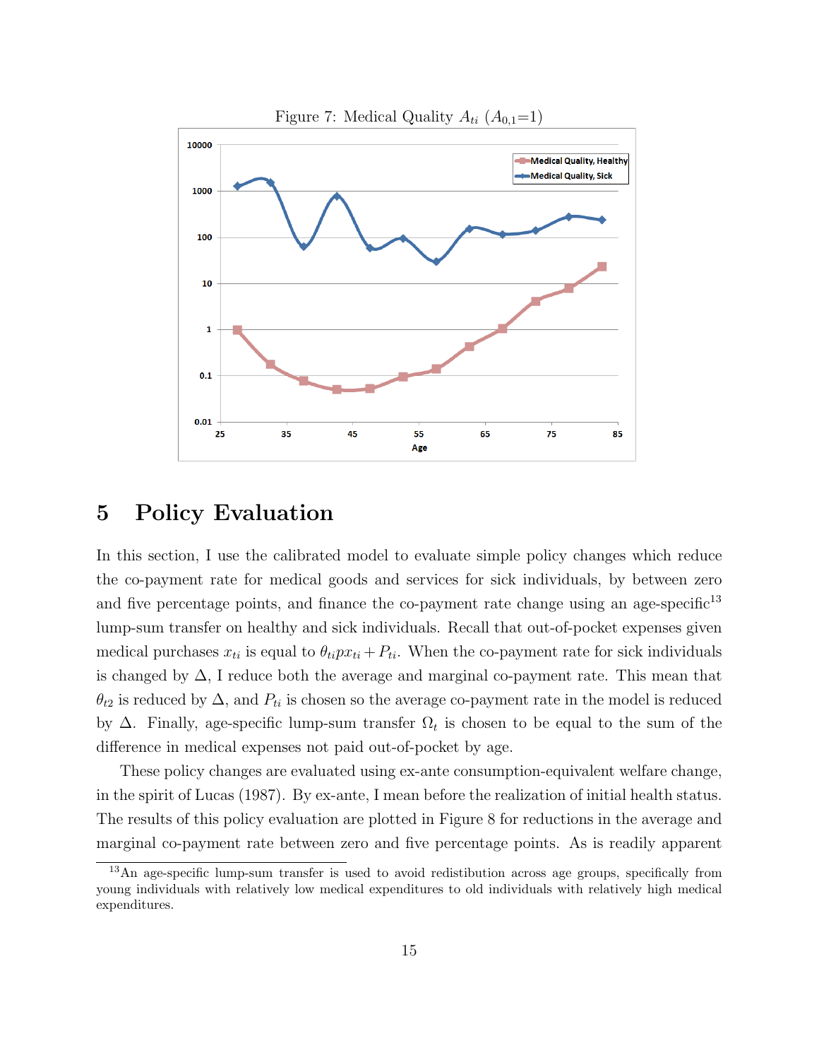Figure 7: Medical Quality $A_{ti}$ ($A_{0,1}$=1)

# 5 Policy Evaluation

In this section, I use the calibrated model to evaluate simple policy changes which reduce the co-payment rate for medical goods and services for sick individuals, by between zero and five percentage points, and finance the co-payment rate change using an age-specific[13] lump-sum transfer on healthy and sick individuals. Recall that out-of-pocket expenses given medical purchases $x_{ti}$ is equal to $\theta_{ti} p x_{ti} + P_{ti}$. When the co-payment rate for sick individuals is changed by $\Delta$, I reduce both the average and marginal co-payment rate. This mean that $\theta_{t2}$ is reduced by $\Delta$, and $P_{ti}$ is chosen so the average co-payment rate in the model is reduced by $\Delta$. Finally, age-specific lump-sum transfer $\Omega_t$ is chosen to be equal to the sum of the difference in medical expenses not paid out-of-pocket by age.

These policy changes are evaluated using ex-ante consumption-equivalent welfare change, in the spirit of Lucas (1987). By ex-ante, I mean before the realization of initial health status. The results of this policy evaluation are plotted in Figure 8 for reductions in the average and marginal co-payment rate between zero and five percentage points. As is readily apparent

[13] An age-specific lump-sum transfer is used to avoid redistibution across age groups, specifically from young individuals with relatively low medical expenditures to old individuals with relatively high medical expenditures.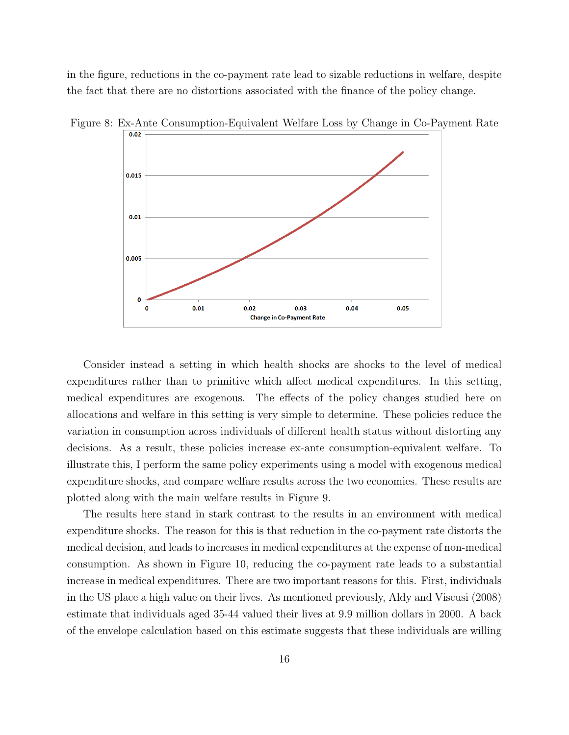in the figure, reductions in the co-payment rate lead to sizable reductions in welfare, despite the fact that there are no distortions associated with the finance of the policy change.

Figure 8: Ex-Ante Consumption-Equivalent Welfare Loss by Change in Co-Payment Rate

Consider instead a setting in which health shocks are shocks to the level of medical expenditures rather than to primitive which affect medical expenditures. In this setting, medical expenditures are exogenous. The effects of the policy changes studied here on allocations and welfare in this setting is very simple to determine. These policies reduce the variation in consumption across individuals of different health status without distorting any decisions. As a result, these policies increase ex-ante consumption-equivalent welfare. To illustrate this, I perform the same policy experiments using a model with exogenous medical expenditure shocks, and compare welfare results across the two economies. These results are plotted along with the main welfare results in Figure 9.

The results here stand in stark contrast to the results in an environment with medical expenditure shocks. The reason for this is that reduction in the co-payment rate distorts the medical decision, and leads to increases in medical expenditures at the expense of non-medical consumption. As shown in Figure 10, reducing the co-payment rate leads to a substantial increase in medical expenditures. There are two important reasons for this. First, individuals in the US place a high value on their lives. As mentioned previously, Aldy and Viscusi (2008) estimate that individuals aged 35-44 valued their lives at 9.9 million dollars in 2000. A back of the envelope calculation based on this estimate suggests that these individuals are willing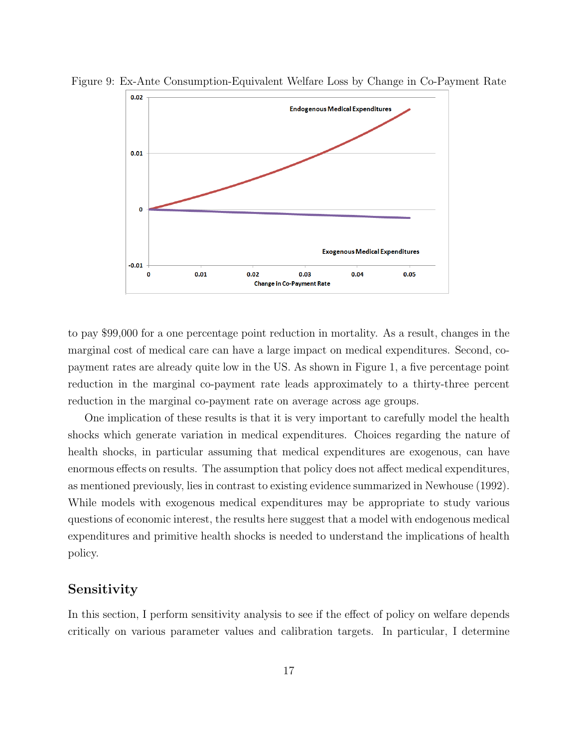Figure 9: Ex-Ante Consumption-Equivalent Welfare Loss by Change in Co-Payment Rate

to pay \$99,000 for a one percentage point reduction in mortality. As a result, changes in the marginal cost of medical care can have a large impact on medical expenditures. Second, co-payment rates are already quite low in the US. As shown in Figure 1, a five percentage point reduction in the marginal co-payment rate leads approximately to a thirty-three percent reduction in the marginal co-payment rate on average across age groups.

One implication of these results is that it is very important to carefully model the health shocks which generate variation in medical expenditures. Choices regarding the nature of health shocks, in particular assuming that medical expenditures are exogenous, can have enormous effects on results. The assumption that policy does not affect medical expenditures, as mentioned previously, lies in contrast to existing evidence summarized in Newhouse (1992). While models with exogenous medical expenditures may be appropriate to study various questions of economic interest, the results here suggest that a model with endogenous medical expenditures and primitive health shocks is needed to understand the implications of health policy.

## Sensitivity

In this section, I perform sensitivity analysis to see if the effect of policy on welfare depends critically on various parameter values and calibration targets. In particular, I determine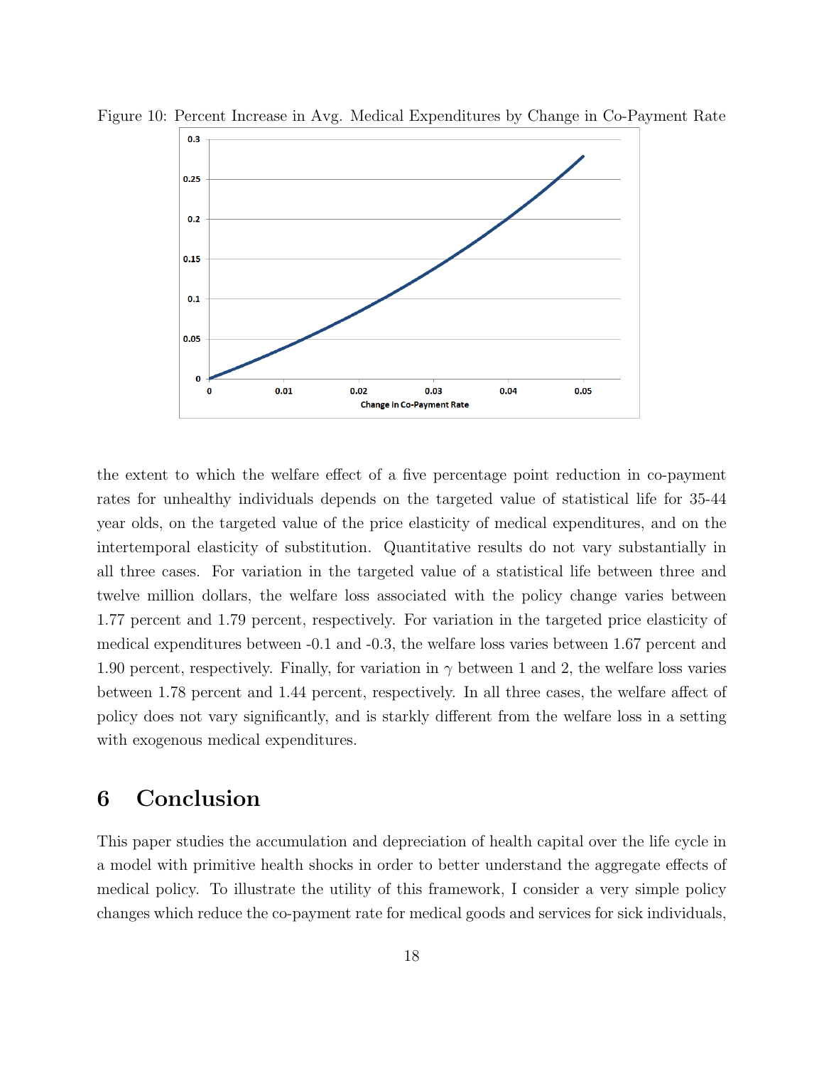Figure 10: Percent Increase in Avg. Medical Expenditures by Change in Co-Payment Rate

the extent to which the welfare effect of a five percentage point reduction in co-payment rates for unhealthy individuals depends on the targeted value of statistical life for 35-44 year olds, on the targeted value of the price elasticity of medical expenditures, and on the intertemporal elasticity of substitution. Quantitative results do not vary substantially in all three cases. For variation in the targeted value of a statistical life between three and twelve million dollars, the welfare loss associated with the policy change varies between 1.77 percent and 1.79 percent, respectively. For variation in the targeted price elasticity of medical expenditures between -0.1 and -0.3, the welfare loss varies between 1.67 percent and 1.90 percent, respectively. Finally, for variation in $\gamma$ between 1 and 2, the welfare loss varies between 1.78 percent and 1.44 percent, respectively. In all three cases, the welfare affect of policy does not vary significantly, and is starkly different from the welfare loss in a setting with exogenous medical expenditures.

# 6 Conclusion

This paper studies the accumulation and depreciation of health capital over the life cycle in a model with primitive health shocks in order to better understand the aggregate effects of medical policy. To illustrate the utility of this framework, I consider a very simple policy changes which reduce the co-payment rate for medical goods and services for sick individuals,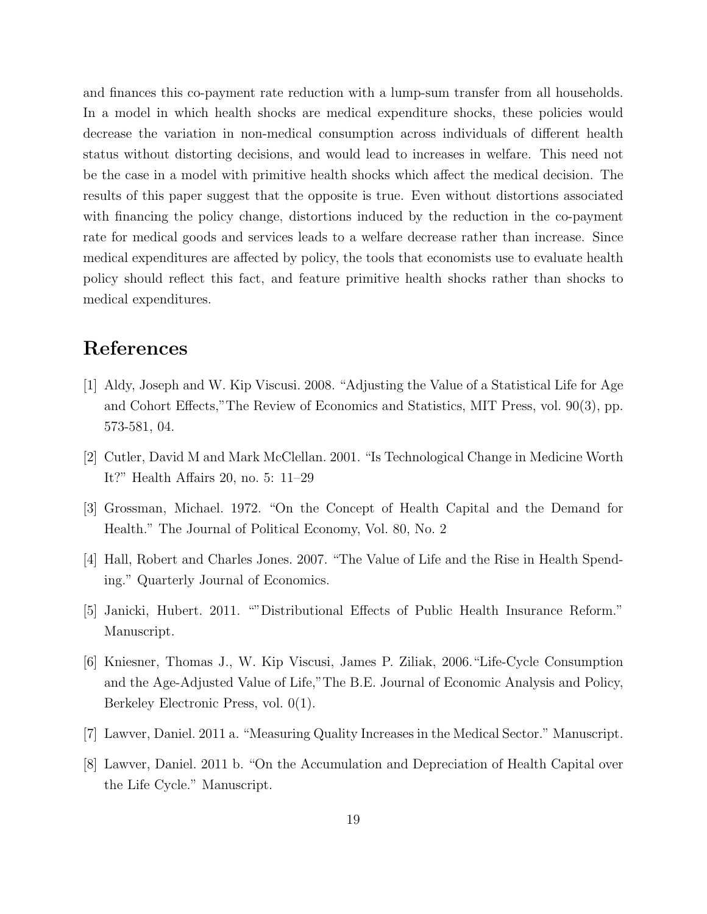and finances this co-payment rate reduction with a lump-sum transfer from all households. In a model in which health shocks are medical expenditure shocks, these policies would decrease the variation in non-medical consumption across individuals of different health status without distorting decisions, and would lead to increases in welfare. This need not be the case in a model with primitive health shocks which affect the medical decision. The results of this paper suggest that the opposite is true. Even without distortions associated with financing the policy change, distortions induced by the reduction in the co-payment rate for medical goods and services leads to a welfare decrease rather than increase. Since medical expenditures are affected by policy, the tools that economists use to evaluate health policy should reflect this fact, and feature primitive health shocks rather than shocks to medical expenditures.

# References

[1] Aldy, Joseph and W. Kip Viscusi. 2008. "Adjusting the Value of a Statistical Life for Age and Cohort Effects,"The Review of Economics and Statistics, MIT Press, vol. 90(3), pp. 573-581, 04.

[2] Cutler, David M and Mark McClellan. 2001. "Is Technological Change in Medicine Worth It?" Health Affairs 20, no. 5: 11–29

[3] Grossman, Michael. 1972. "On the Concept of Health Capital and the Demand for Health." The Journal of Political Economy, Vol. 80, No. 2

[4] Hall, Robert and Charles Jones. 2007. "The Value of Life and the Rise in Health Spending." Quarterly Journal of Economics.

[5] Janicki, Hubert. 2011. ""Distributional Effects of Public Health Insurance Reform." Manuscript.

[6] Kniesner, Thomas J., W. Kip Viscusi, James P. Ziliak, 2006."Life-Cycle Consumption and the Age-Adjusted Value of Life,"The B.E. Journal of Economic Analysis and Policy, Berkeley Electronic Press, vol. 0(1).

[7] Lawver, Daniel. 2011 a. "Measuring Quality Increases in the Medical Sector." Manuscript.

[8] Lawver, Daniel. 2011 b. "On the Accumulation and Depreciation of Health Capital over the Life Cycle." Manuscript.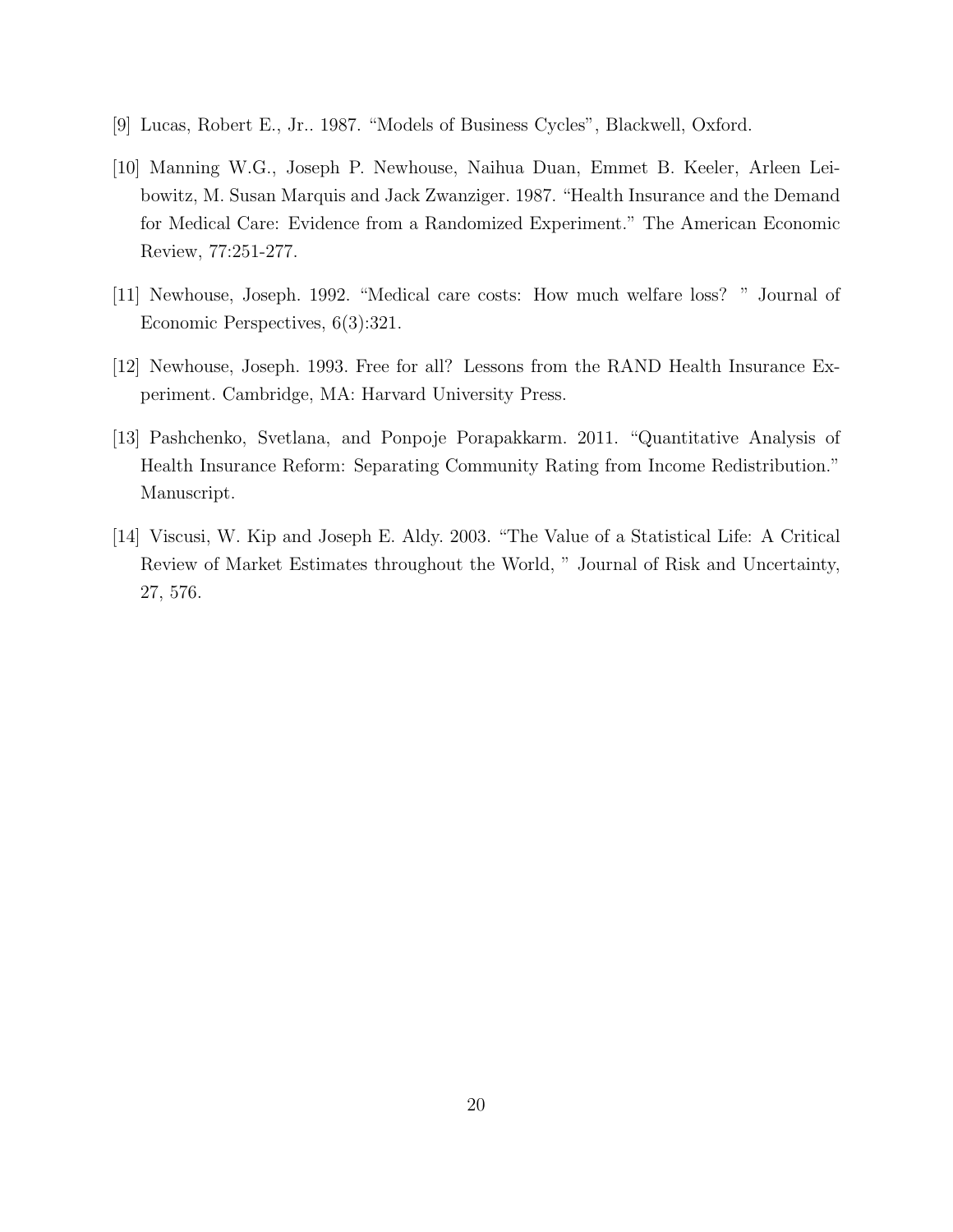[9] Lucas, Robert E., Jr.. 1987. "Models of Business Cycles", Blackwell, Oxford.

[10] Manning W.G., Joseph P. Newhouse, Naihua Duan, Emmet B. Keeler, Arleen Leibowitz, M. Susan Marquis and Jack Zwanziger. 1987. "Health Insurance and the Demand for Medical Care: Evidence from a Randomized Experiment." The American Economic Review, 77:251-277.

[11] Newhouse, Joseph. 1992. "Medical care costs: How much welfare loss? " Journal of Economic Perspectives, 6(3):321.

[12] Newhouse, Joseph. 1993. Free for all? Lessons from the RAND Health Insurance Experiment. Cambridge, MA: Harvard University Press.

[13] Pashchenko, Svetlana, and Ponpoje Porapakkarm. 2011. "Quantitative Analysis of Health Insurance Reform: Separating Community Rating from Income Redistribution." Manuscript.

[14] Viscusi, W. Kip and Joseph E. Aldy. 2003. "The Value of a Statistical Life: A Critical Review of Market Estimates throughout the World, " Journal of Risk and Uncertainty, 27, 576.